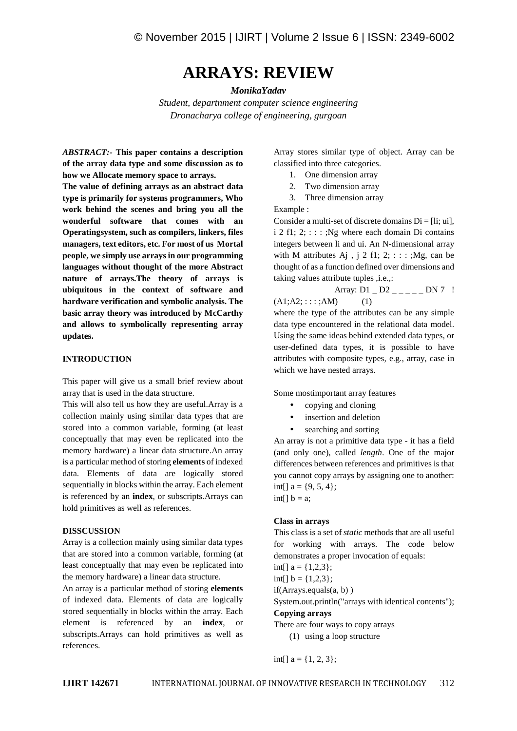# ARRAYS: REVIEW

***MonikaYadav***

*Student, departnment computer science engineering*
*Dronacharya college of engineering, gurgoan*

***ABSTRACT:-*** **This paper contains a description of the array data type and some discussion as to how we Allocate memory space to arrays.**

**The value of defining arrays as an abstract data type is primarily for systems programmers, Who work behind the scenes and bring you all the wonderful software that comes with an Operatingsystem, such as compilers, linkers, files managers, text editors, etc. For most of us Mortal people, we simply use arrays in our programming languages without thought of the more Abstract nature of arrays.The theory of arrays is ubiquitous in the context of software and hardware verification and symbolic analysis. The basic array theory was introduced by McCarthy and allows to symbolically representing array updates.**

## INTRODUCTION

This paper will give us a small brief review about array that is used in the data structure.

This will also tell us how they are useful.Array is a collection mainly using similar data types that are stored into a common variable, forming (at least conceptually that may even be replicated into the memory hardware) a linear data structure.An array is a particular method of storing **elements** of indexed data. Elements of data are logically stored sequentially in blocks within the array. Each element is referenced by an **index**, or subscripts.Arrays can hold primitives as well as references.

## DISSCUSSION

Array is a collection mainly using similar data types that are stored into a common variable, forming (at least conceptually that may even be replicated into the memory hardware) a linear data structure.

An array is a particular method of storing **elements** of indexed data. Elements of data are logically stored sequentially in blocks within the array. Each element is referenced by an **index**, or subscripts.Arrays can hold primitives as well as references.

Array stores similar type of object. Array can be classified into three categories.

1. One dimension array
2. Two dimension array
3. Three dimension array

Example :

Consider a multi-set of discrete domains Di = [li; ui], i 2 f1; 2; : : : ;Ng where each domain Di contains integers between li and ui. An N-dimensional array with M attributes Aj , j 2 f1; 2; : : : ;Mg, can be thought of as a function defined over dimensions and taking values attribute tuples ,i.e.,:

Array: D1 _ D2 _ _ _ _ _ DN 7 ! (A1;A2; : : : ;AM) (1)

where the type of the attributes can be any simple data type encountered in the relational data model. Using the same ideas behind extended data types, or user-defined data types, it is possible to have attributes with composite types, e.g., array, case in which we have nested arrays.

Some mostimportant array features

- copying and cloning
- insertion and deletion
- searching and sorting

An array is not a primitive data type - it has a field (and only one), called *length*. One of the major differences between references and primitives is that you cannot copy arrays by assigning one to another:

```
int[] a = {9, 5, 4};
int[] b = a;
```

### Class in arrays

This class is a set of *static* methods that are all useful for working with arrays. The code below demonstrates a proper invocation of equals:

```
int[] a = {1,2,3};
int[] b = {1,2,3};
if(Arrays.equals(a, b) )
System.out.println("arrays with identical contents");
```

### Copying arrays

There are four ways to copy arrays

(1) using a loop structure

```
int[] a = {1, 2, 3};
```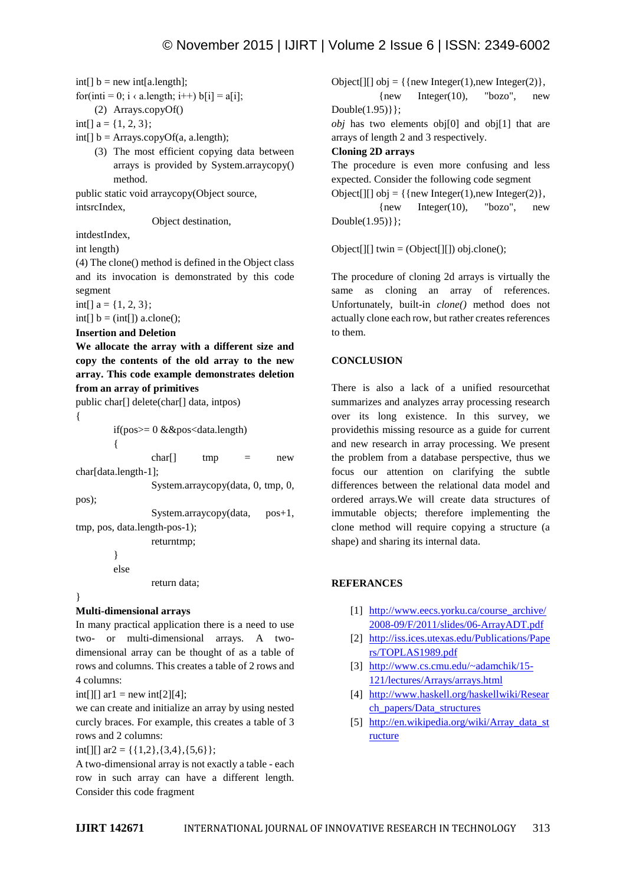```
int[] b = new int[a.length];
for(inti = 0; i ‹ a.length; i++) b[i] = a[i];
```

(2) Arrays.copyOf()

```
int[] a = {1, 2, 3};
int[] b = Arrays.copyOf(a, a.length);
```

(3) The most efficient copying data between arrays is provided by System.arraycopy() method.

```
public static void arraycopy(Object source,
intsrcIndex,
                Object destination,
intdestIndex,
int length)
```

(4) The clone() method is defined in the Object class and its invocation is demonstrated by this code segment

```
int[] a = {1, 2, 3};
int[] b = (int[]) a.clone();
```

**Insertion and Deletion**

**We allocate the array with a different size and copy the contents of the old array to the new array. This code example demonstrates deletion from an array of primitives**

```
public char[] delete(char[] data, intpos)
{
        if(pos>= 0 &&pos<data.length)
        {
                char[]      tmp     =     new
char[data.length-1];
                System.arraycopy(data, 0, tmp, 0,
pos);
                System.arraycopy(data,    pos+1,
tmp, pos, data.length-pos-1);
                returntmp;
        }
        else
                return data;
}
```

**Multi-dimensional arrays**

In many practical application there is a need to use two- or multi-dimensional arrays. A two-dimensional array can be thought of as a table of rows and columns. This creates a table of 2 rows and 4 columns:

```
int[][] ar1 = new int[2][4];
```

we can create and initialize an array by using nested curcly braces. For example, this creates a table of 3 rows and 2 columns:

```
int[][] ar2 = {{1,2},{3,4},{5,6}};
```

A two-dimensional array is not exactly a table - each row in such array can have a different length. Consider this code fragment

```
Object[][] obj = {{new Integer(1),new Integer(2)},
        {new    Integer(10),    "bozo",    new
Double(1.95)}};
```

*obj* has two elements obj[0] and obj[1] that are arrays of length 2 and 3 respectively.

**Cloning 2D arrays**

The procedure is even more confusing and less expected. Consider the following code segment

```
Object[][] obj = {{new Integer(1),new Integer(2)},
        {new    Integer(10),    "bozo",    new
Double(1.95)}};

Object[][] twin = (Object[][]) obj.clone();
```

The procedure of cloning 2d arrays is virtually the same as cloning an array of references. Unfortunately, built-in *clone()* method does not actually clone each row, but rather creates references to them.

## CONCLUSION

There is also a lack of a unified resourcethat summarizes and analyzes array processing research over its long existence. In this survey, we providethis missing resource as a guide for current and new research in array processing. We present the problem from a database perspective, thus we focus our attention on clarifying the subtle differences between the relational data model and ordered arrays.We will create data structures of immutable objects; therefore implementing the clone method will require copying a structure (a shape) and sharing its internal data.

## REFERANCES

[1] http://www.eecs.yorku.ca/course_archive/2008-09/F/2011/slides/06-ArrayADT.pdf

[2] http://iss.ices.utexas.edu/Publications/Papers/TOPLAS1989.pdf

[3] http://www.cs.cmu.edu/~adamchik/15-121/lectures/Arrays/arrays.html

[4] http://www.haskell.org/haskellwiki/Research_papers/Data_structures

[5] http://en.wikipedia.org/wiki/Array_data_structure